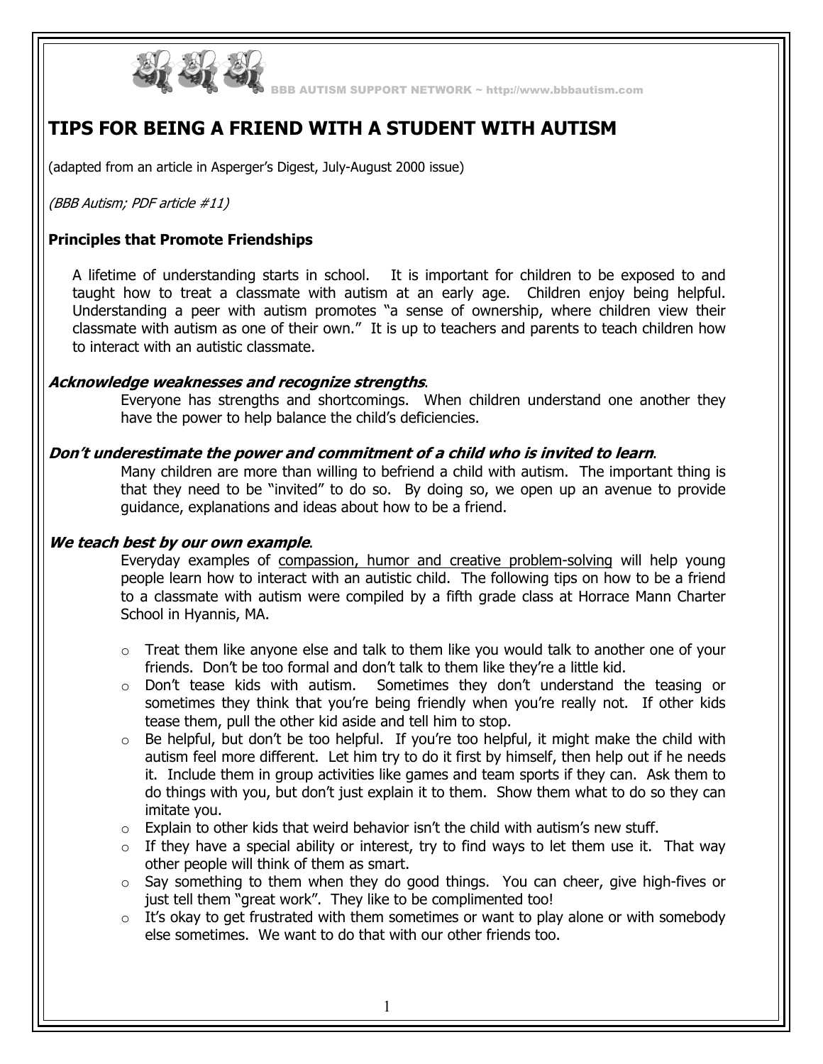BBB AUTISM SUPPORT NETWORK ~ http://www.bbbautism.com

# TIPS FOR BEING A FRIEND WITH A STUDENT WITH AUTISM

(adapted from an article in Asperger's Digest, July-August 2000 issue)

*(BBB Autism; PDF article #11)*

### Principles that Promote Friendships

A lifetime of understanding starts in school. It is important for children to be exposed to and taught how to treat a classmate with autism at an early age. Children enjoy being helpful. Understanding a peer with autism promotes "a sense of ownership, where children view their classmate with autism as one of their own." It is up to teachers and parents to teach children how to interact with an autistic classmate.

***Acknowledge weaknesses and recognize strengths*.**

Everyone has strengths and shortcomings. When children understand one another they have the power to help balance the child's deficiencies.

***Don't underestimate the power and commitment of a child who is invited to learn*.**

Many children are more than willing to befriend a child with autism. The important thing is that they need to be "invited" to do so. By doing so, we open up an avenue to provide guidance, explanations and ideas about how to be a friend.

***We teach best by our own example*.**

Everyday examples of compassion, humor and creative problem-solving will help young people learn how to interact with an autistic child. The following tips on how to be a friend to a classmate with autism were compiled by a fifth grade class at Horrace Mann Charter School in Hyannis, MA.

- Treat them like anyone else and talk to them like you would talk to another one of your friends. Don't be too formal and don't talk to them like they're a little kid.
- Don't tease kids with autism. Sometimes they don't understand the teasing or sometimes they think that you're being friendly when you're really not. If other kids tease them, pull the other kid aside and tell him to stop.
- Be helpful, but don't be too helpful. If you're too helpful, it might make the child with autism feel more different. Let him try to do it first by himself, then help out if he needs it. Include them in group activities like games and team sports if they can. Ask them to do things with you, but don't just explain it to them. Show them what to do so they can imitate you.
- Explain to other kids that weird behavior isn't the child with autism's new stuff.
- If they have a special ability or interest, try to find ways to let them use it. That way other people will think of them as smart.
- Say something to them when they do good things. You can cheer, give high-fives or just tell them "great work". They like to be complimented too!
- It's okay to get frustrated with them sometimes or want to play alone or with somebody else sometimes. We want to do that with our other friends too.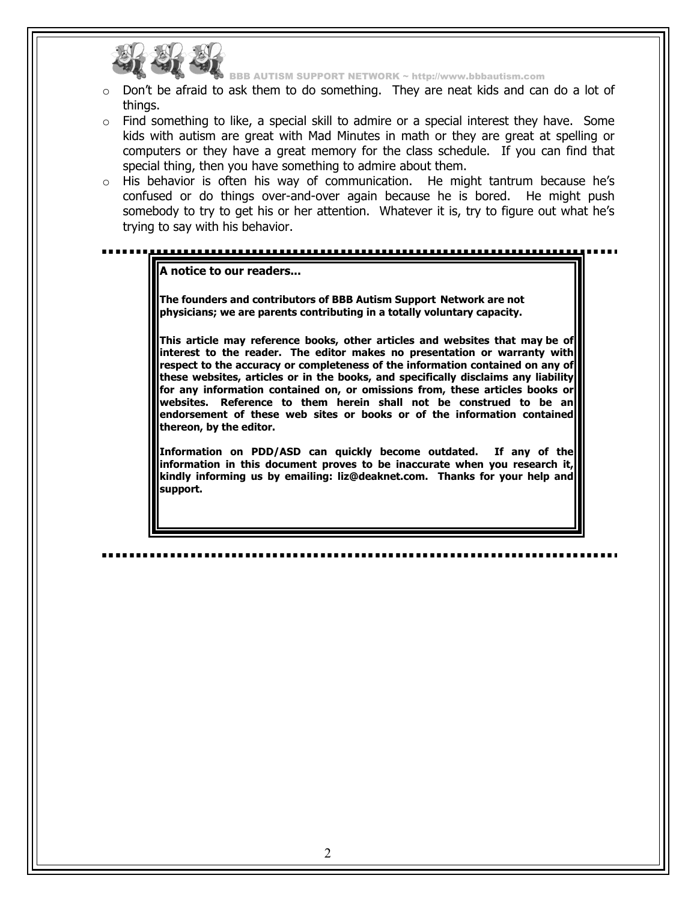- Don't be afraid to ask them to do something. They are neat kids and can do a lot of things.
- Find something to like, a special skill to admire or a special interest they have. Some kids with autism are great with Mad Minutes in math or they are great at spelling or computers or they have a great memory for the class schedule. If you can find that special thing, then you have something to admire about them.
- His behavior is often his way of communication. He might tantrum because he's confused or do things over-and-over again because he is bored. He might push somebody to try to get his or her attention. Whatever it is, try to figure out what he's trying to say with his behavior.

---

**A notice to our readers...**

**The founders and contributors of BBB Autism Support Network are not physicians; we are parents contributing in a totally voluntary capacity.**

**This article may reference books, other articles and websites that may be of interest to the reader. The editor makes no presentation or warranty with respect to the accuracy or completeness of the information contained on any of these websites, articles or in the books, and specifically disclaims any liability for any information contained on, or omissions from, these articles books or websites. Reference to them herein shall not be construed to be an endorsement of these web sites or books or of the information contained thereon, by the editor.**

**Information on PDD/ASD can quickly become outdated. If any of the information in this document proves to be inaccurate when you research it, kindly informing us by emailing: liz@deaknet.com. Thanks for your help and support.**

---